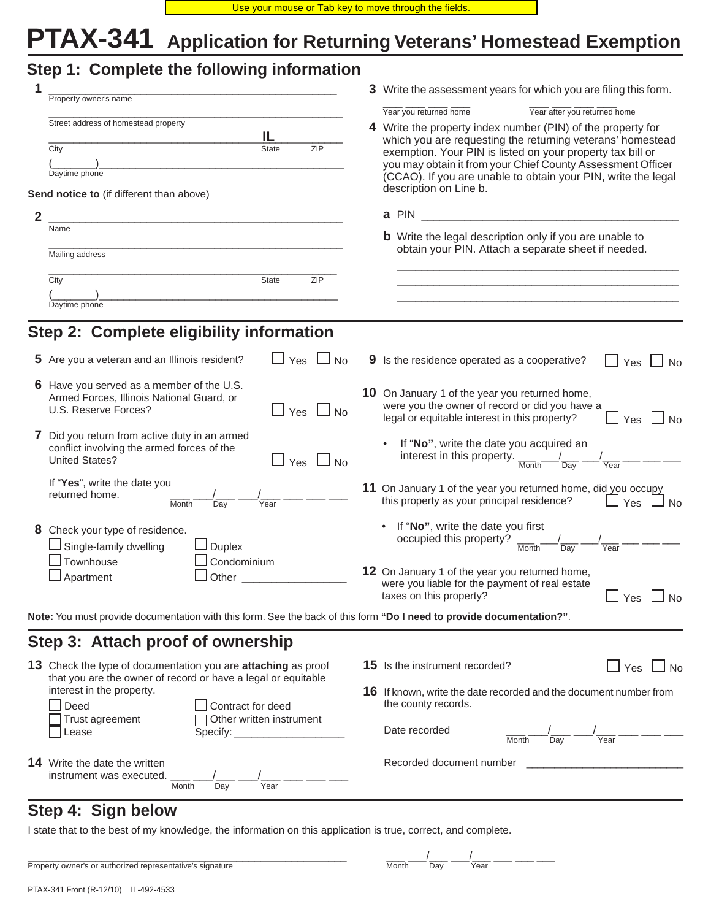Use your mouse or Tab key to move through the fields.

# PTAX-341 Application for Returning Veterans' Homestead Exemption

## Step 1: Complete the following information

**1** ______________________________________________
Property owner's name

______________________________________________
Street address of homestead property

______________________________ IL ____________
City State ZIP

(_______)______________________________________
Daytime phone

**Send notice to** (if different than above)

**2** ______________________________________________
Name

______________________________________________
Mailing address

______________________________________________
City State ZIP

(_______)______________________________________
Daytime phone

**3** Write the assessment years for which you are filing this form.

___ ___ ___ ___ ___ ___ ___ ___
Year you returned home Year after you returned home

**4** Write the property index number (PIN) of the property for which you are requesting the returning veterans' homestead exemption. Your PIN is listed on your property tax bill or you may obtain it from your Chief County Assessment Officer (CCAO). If you are unable to obtain your PIN, write the legal description on Line b.

**a** PIN ______________________________________

**b** Write the legal description only if you are unable to obtain your PIN. Attach a separate sheet if needed.

______________________________________________
______________________________________________
______________________________________________

## Step 2: Complete eligibility information

**5** Are you a veteran and an Illinois resident? ☐ Yes ☐ No

**6** Have you served as a member of the U.S. Armed Forces, Illinois National Guard, or U.S. Reserve Forces? ☐ Yes ☐ No

**7** Did you return from active duty in an armed conflict involving the armed forces of the United States? ☐ Yes ☐ No

If "**Yes**", write the date you returned home. ___ ___/___ ___/___ ___ ___ ___
Month Day Year

**8** Check your type of residence.
☐ Single-family dwelling ☐ Duplex
☐ Townhouse ☐ Condominium
☐ Apartment ☐ Other ________________

**9** Is the residence operated as a cooperative? ☐ Yes ☐ No

**10** On January 1 of the year you returned home, were you the owner of record or did you have a legal or equitable interest in this property? ☐ Yes ☐ No

- If "**No**", write the date you acquired an interest in this property. ___ ___/___ ___/___ ___ ___ ___
Month Day Year

**11** On January 1 of the year you returned home, did you occupy this property as your principal residence? ☐ Yes ☐ No

- If "**No**", write the date you first occupied this property? ___ ___/___ ___/___ ___ ___ ___
Month Day Year

**12** On January 1 of the year you returned home, were you liable for the payment of real estate taxes on this property? ☐ Yes ☐ No

**Note:** You must provide documentation with this form. See the back of this form **"Do I need to provide documentation?"**.

## Step 3: Attach proof of ownership

**13** Check the type of documentation you are **attaching** as proof that you are the owner of record or have a legal or equitable interest in the property.
☐ Deed ☐ Contract for deed
☐ Trust agreement ☐ Other written instrument
☐ Lease Specify: ________________

**14** Write the date the written instrument was executed. ___ ___/___ ___/___ ___ ___ ___
Month Day Year

**15** Is the instrument recorded? ☐ Yes ☐ No

**16** If known, write the date recorded and the document number from the county records.

Date recorded ___ ___/___ ___/___ ___ ___ ___
Month Day Year

Recorded document number ________________________

## Step 4: Sign below

I state that to the best of my knowledge, the information on this application is true, correct, and complete.

______________________________________________ ___ ___/___ ___/___ ___ ___ ___
Property owner's or authorized representative's signature Month Day Year

PTAX-341 Front (R-12/10) IL-492-4533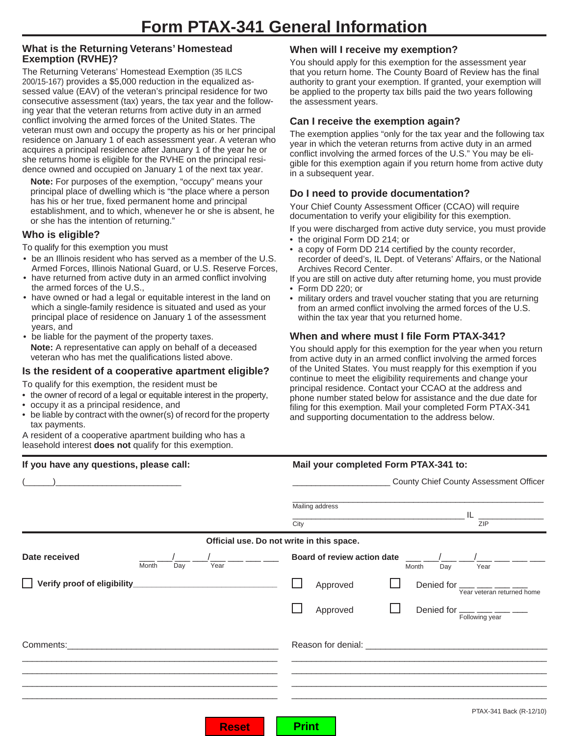# Form PTAX-341 General Information

## What is the Returning Veterans' Homestead Exemption (RVHE)?

The Returning Veterans' Homestead Exemption (35 ILCS 200/15-167) provides a $5,000 reduction in the equalized assessed value (EAV) of the veteran's principal residence for two consecutive assessment (tax) years, the tax year and the following year that the veteran returns from active duty in an armed conflict involving the armed forces of the United States. The veteran must own and occupy the property as his or her principal residence on January 1 of each assessment year. A veteran who acquires a principal residence after January 1 of the year he or she returns home is eligible for the RVHE on the principal residence owned and occupied on January 1 of the next tax year.

**Note:** For purposes of the exemption, "occupy" means your principal place of dwelling which is "the place where a person has his or her true, fixed permanent home and principal establishment, and to which, whenever he or she is absent, he or she has the intention of returning."

## Who is eligible?

To qualify for this exemption you must

- be an Illinois resident who has served as a member of the U.S. Armed Forces, Illinois National Guard, or U.S. Reserve Forces,
- have returned from active duty in an armed conflict involving the armed forces of the U.S.,
- have owned or had a legal or equitable interest in the land on which a single-family residence is situated and used as your principal place of residence on January 1 of the assessment years, and
- be liable for the payment of the property taxes.

**Note:** A representative can apply on behalf of a deceased veteran who has met the qualifications listed above.

## Is the resident of a cooperative apartment eligible?

To qualify for this exemption, the resident must be

- the owner of record of a legal or equitable interest in the property,
- occupy it as a principal residence, and
- be liable by contract with the owner(s) of record for the property tax payments.

A resident of a cooperative apartment building who has a leasehold interest **does not** qualify for this exemption.

## When will I receive my exemption?

You should apply for this exemption for the assessment year that you return home. The County Board of Review has the final authority to grant your exemption. If granted, your exemption will be applied to the property tax bills paid the two years following the assessment years.

## Can I receive the exemption again?

The exemption applies "only for the tax year and the following tax year in which the veteran returns from active duty in an armed conflict involving the armed forces of the U.S." You may be eligible for this exemption again if you return home from active duty in a subsequent year.

## Do I need to provide documentation?

Your Chief County Assessment Officer (CCAO) will require documentation to verify your eligibility for this exemption.

If you were discharged from active duty service, you must provide

- the original Form DD 214; or
- a copy of Form DD 214 certified by the county recorder, recorder of deed's, IL Dept. of Veterans' Affairs, or the National Archives Record Center.

If you are still on active duty after returning home, you must provide

- Form DD 220; or
- military orders and travel voucher stating that you are returning from an armed conflict involving the armed forces of the U.S. within the tax year that you returned home.

## When and where must I file Form PTAX-341?

You should apply for this exemption for the year when you return from active duty in an armed conflict involving the armed forces of the United States. You must reapply for this exemption if you continue to meet the eligibility requirements and change your principal residence. Contact your CCAO at the address and phone number stated below for assistance and the due date for filing for this exemption. Mail your completed Form PTAX-341 and supporting documentation to the address below.

**If you have any questions, please call:**

(______)__________________________

**Mail your completed Form PTAX-341 to:**

____________________ County Chief County Assessment Officer

______________________________________________________
Mailing address

_____________________________________ IL _____________
City ZIP

**Official use. Do not write in this space.**

**Date received** ___ ___/___ ___/___ ___ ___ ___ (Month Day Year)

☐ **Verify proof of eligibility**______________________________

Comments:_____________________________________________

**Board of review action date** ___ ___/___ ___/___ ___ ___ ___ (Month Day Year)

☐ Approved ☐ Denied for ___ ___ ___ ___ (Year veteran returned home)

☐ Approved ☐ Denied for ___ ___ ___ ___ (Following year)

Reason for denial: ____________________________________

PTAX-341 Back (R-12/10)

Reset Print